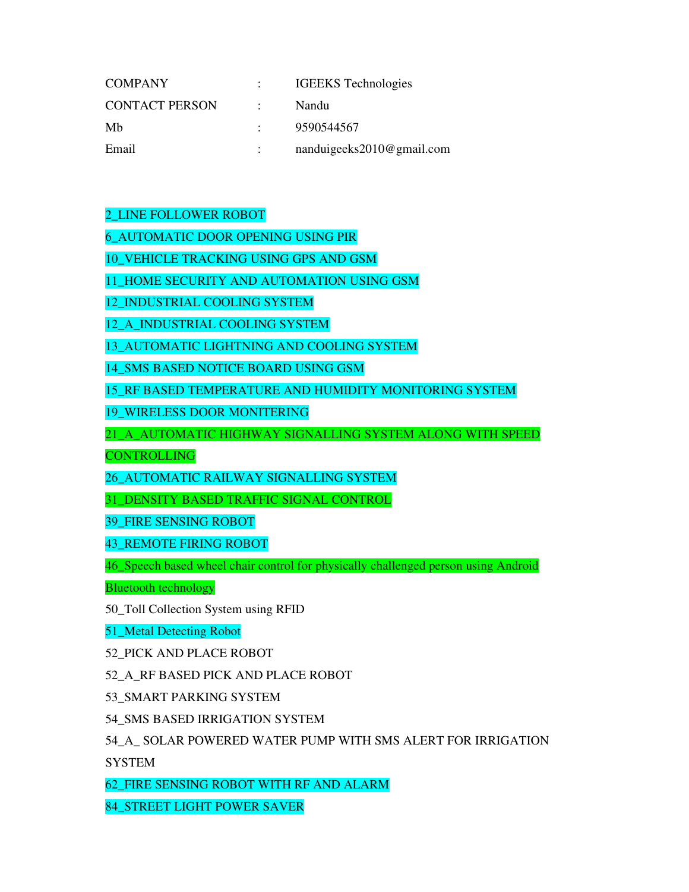| COMPANY | : | IGEEKS Technologies |
| --- | --- | --- |
| CONTACT PERSON | : | Nandu |
| Mb | : | 9590544567 |
| Email | : | nanduigeeks2010@gmail.com |

2_LINE FOLLOWER ROBOT

6_AUTOMATIC DOOR OPENING USING PIR

10_VEHICLE TRACKING USING GPS AND GSM

11_HOME SECURITY AND AUTOMATION USING GSM

12_INDUSTRIAL COOLING SYSTEM

12_A_INDUSTRIAL COOLING SYSTEM

13_AUTOMATIC LIGHTNING AND COOLING SYSTEM

14_SMS BASED NOTICE BOARD USING GSM

15_RF BASED TEMPERATURE AND HUMIDITY MONITORING SYSTEM

19_WIRELESS DOOR MONITERING

21_A_AUTOMATIC HIGHWAY SIGNALLING SYSTEM ALONG WITH SPEED CONTROLLING

26_AUTOMATIC RAILWAY SIGNALLING SYSTEM

31_DENSITY BASED TRAFFIC SIGNAL CONTROL

39_FIRE SENSING ROBOT

43_REMOTE FIRING ROBOT

46_Speech based wheel chair control for physically challenged person using Android Bluetooth technology

50_Toll Collection System using RFID

51_Metal Detecting Robot

52_PICK AND PLACE ROBOT

52_A_RF BASED PICK AND PLACE ROBOT

53_SMART PARKING SYSTEM

54_SMS BASED IRRIGATION SYSTEM

54_A_ SOLAR POWERED WATER PUMP WITH SMS ALERT FOR IRRIGATION SYSTEM

62_FIRE SENSING ROBOT WITH RF AND ALARM

84_STREET LIGHT POWER SAVER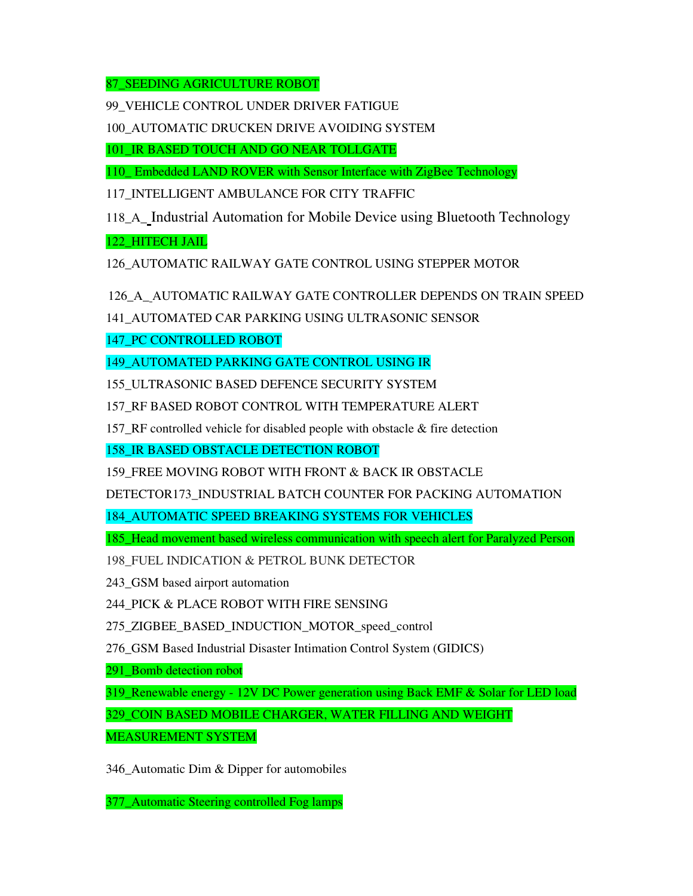87_SEEDING AGRICULTURE ROBOT

99_VEHICLE CONTROL UNDER DRIVER FATIGUE

100_AUTOMATIC DRUCKEN DRIVE AVOIDING SYSTEM

101_IR BASED TOUCH AND GO NEAR TOLLGATE

110_ Embedded LAND ROVER with Sensor Interface with ZigBee Technology

117_INTELLIGENT AMBULANCE FOR CITY TRAFFIC

118_A_ Industrial Automation for Mobile Device using Bluetooth Technology

122_HITECH JAIL

126_AUTOMATIC RAILWAY GATE CONTROL USING STEPPER MOTOR

126_A_AUTOMATIC RAILWAY GATE CONTROLLER DEPENDS ON TRAIN SPEED

141_AUTOMATED CAR PARKING USING ULTRASONIC SENSOR

147_PC CONTROLLED ROBOT

149_AUTOMATED PARKING GATE CONTROL USING IR

155_ULTRASONIC BASED DEFENCE SECURITY SYSTEM

157_RF BASED ROBOT CONTROL WITH TEMPERATURE ALERT

157_RF controlled vehicle for disabled people with obstacle & fire detection

158_IR BASED OBSTACLE DETECTION ROBOT

159_FREE MOVING ROBOT WITH FRONT & BACK IR OBSTACLE DETECTOR173_INDUSTRIAL BATCH COUNTER FOR PACKING AUTOMATION

184_AUTOMATIC SPEED BREAKING SYSTEMS FOR VEHICLES

185_Head movement based wireless communication with speech alert for Paralyzed Person

198_FUEL INDICATION & PETROL BUNK DETECTOR

243_GSM based airport automation

244_PICK & PLACE ROBOT WITH FIRE SENSING

275_ZIGBEE_BASED_INDUCTION_MOTOR_speed_control

276_GSM Based Industrial Disaster Intimation Control System (GIDICS)

291_Bomb detection robot

319_Renewable energy - 12V DC Power generation using Back EMF & Solar for LED load

329_COIN BASED MOBILE CHARGER, WATER FILLING AND WEIGHT MEASUREMENT SYSTEM

346_Automatic Dim & Dipper for automobiles

377_Automatic Steering controlled Fog lamps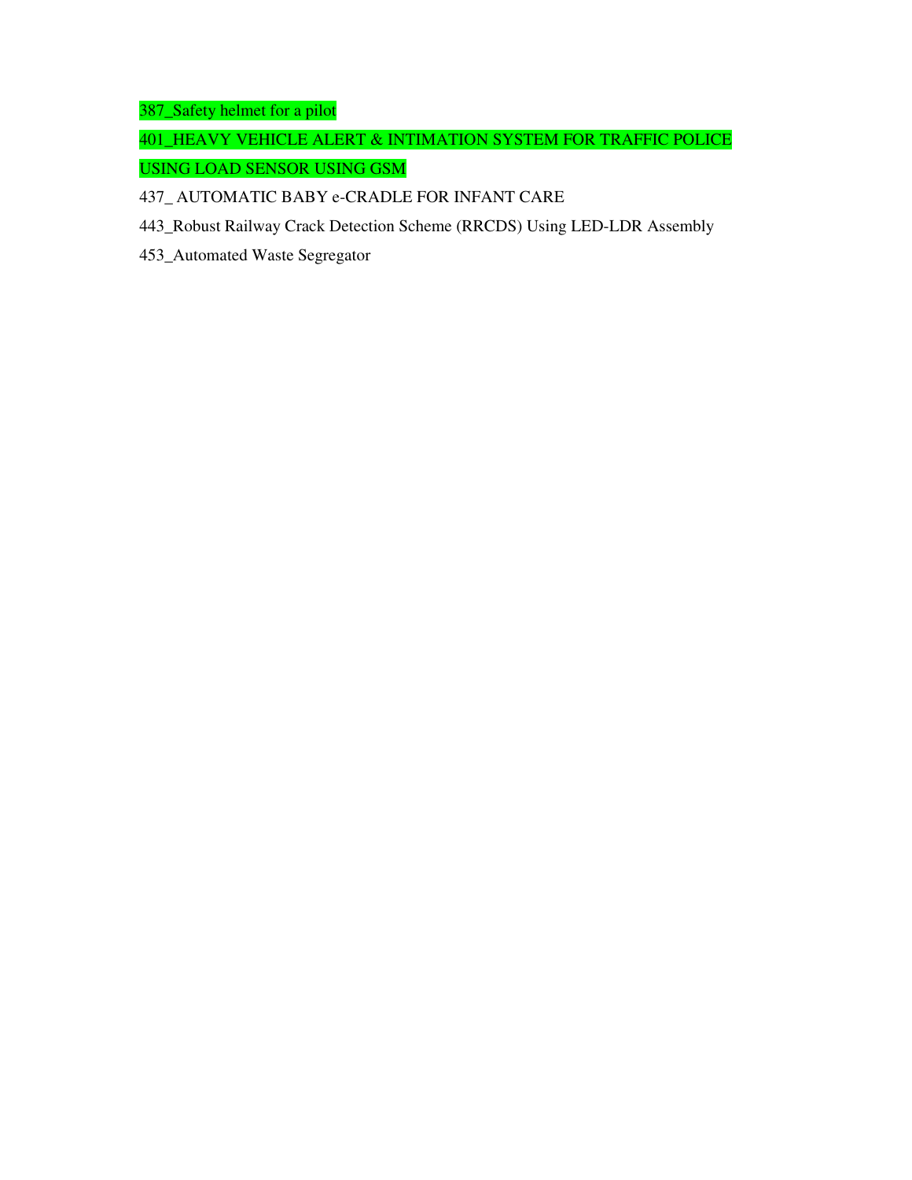387_Safety helmet for a pilot

401_HEAVY VEHICLE ALERT & INTIMATION SYSTEM FOR TRAFFIC POLICE USING LOAD SENSOR USING GSM

437_ AUTOMATIC BABY e-CRADLE FOR INFANT CARE

443_Robust Railway Crack Detection Scheme (RRCDS) Using LED-LDR Assembly

453_Automated Waste Segregator